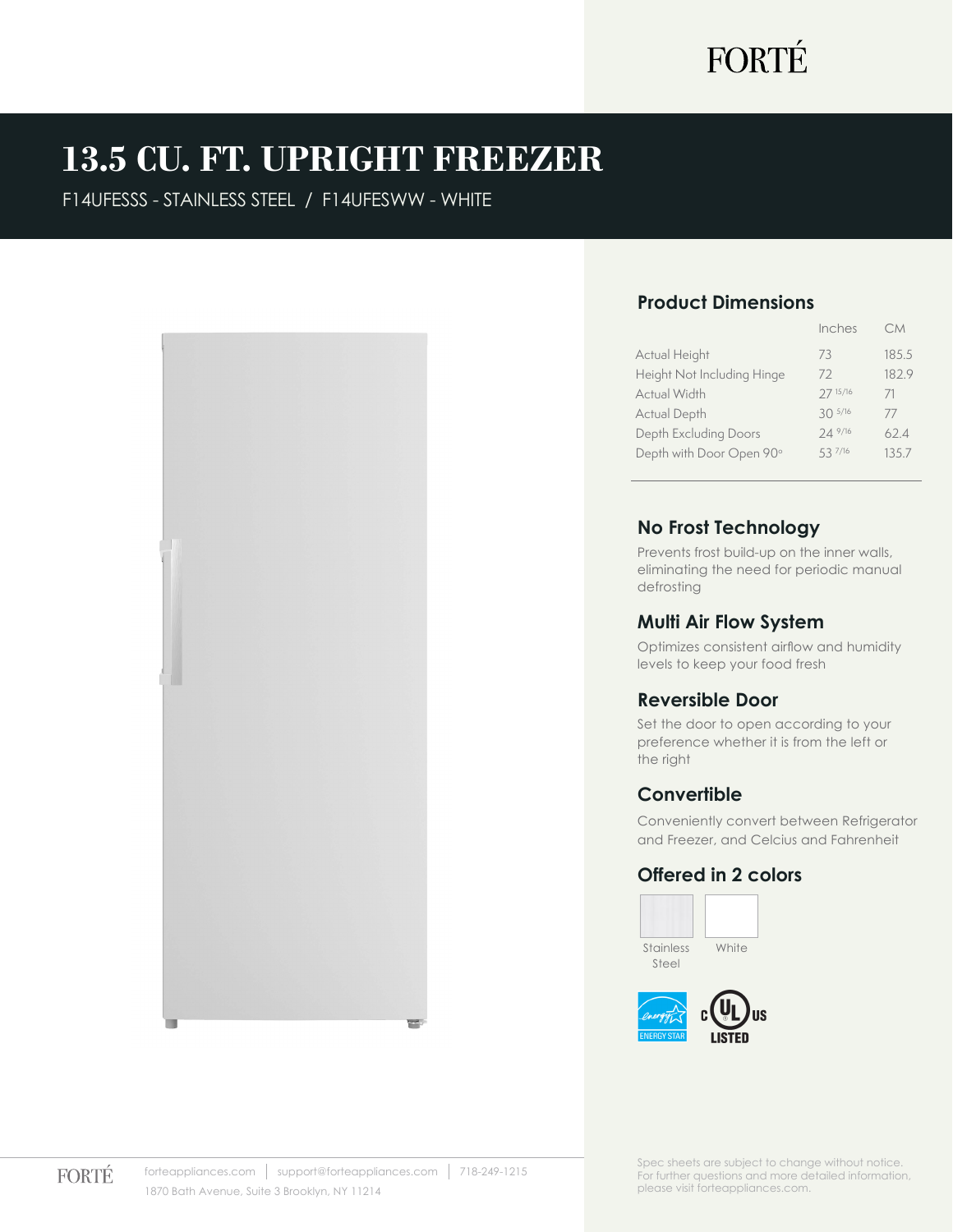FORTÉ

# 13.5 CU. FT. UPRIGHT FREEZER

F14UFESSS - STAINLESS STEEL / F14UFESWW - WHITE

## Product Dimensions

| | Inches | CM |
|---|---|---|
| Actual Height | 73 | 185.5 |
| Height Not Including Hinge | 72 | 182.9 |
| Actual Width | 27 15/16 | 71 |
| Actual Depth | 30 5/16 | 77 |
| Depth Excluding Doors | 24 9/16 | 62.4 |
| Depth with Door Open 90° | 53 7/16 | 135.7 |

## No Frost Technology

Prevents frost build-up on the inner walls, eliminating the need for periodic manual defrosting

## Multi Air Flow System

Optimizes consistent airflow and humidity levels to keep your food fresh

## Reversible Door

Set the door to open according to your preference whether it is from the left or the right

## Convertible

Conveniently convert between Refrigerator and Freezer, and Celcius and Fahrenheit

## Offered in 2 colors

Stainless Steel    White

ENERGY STAR    c UL us LISTED

FORTÉ  forteappliances.com | support@forteappliances.com | 718-249-1215
1870 Bath Avenue, Suite 3 Brooklyn, NY 11214

Spec sheets are subject to change without notice. For further questions and more detailed information, please visit forteappliances.com.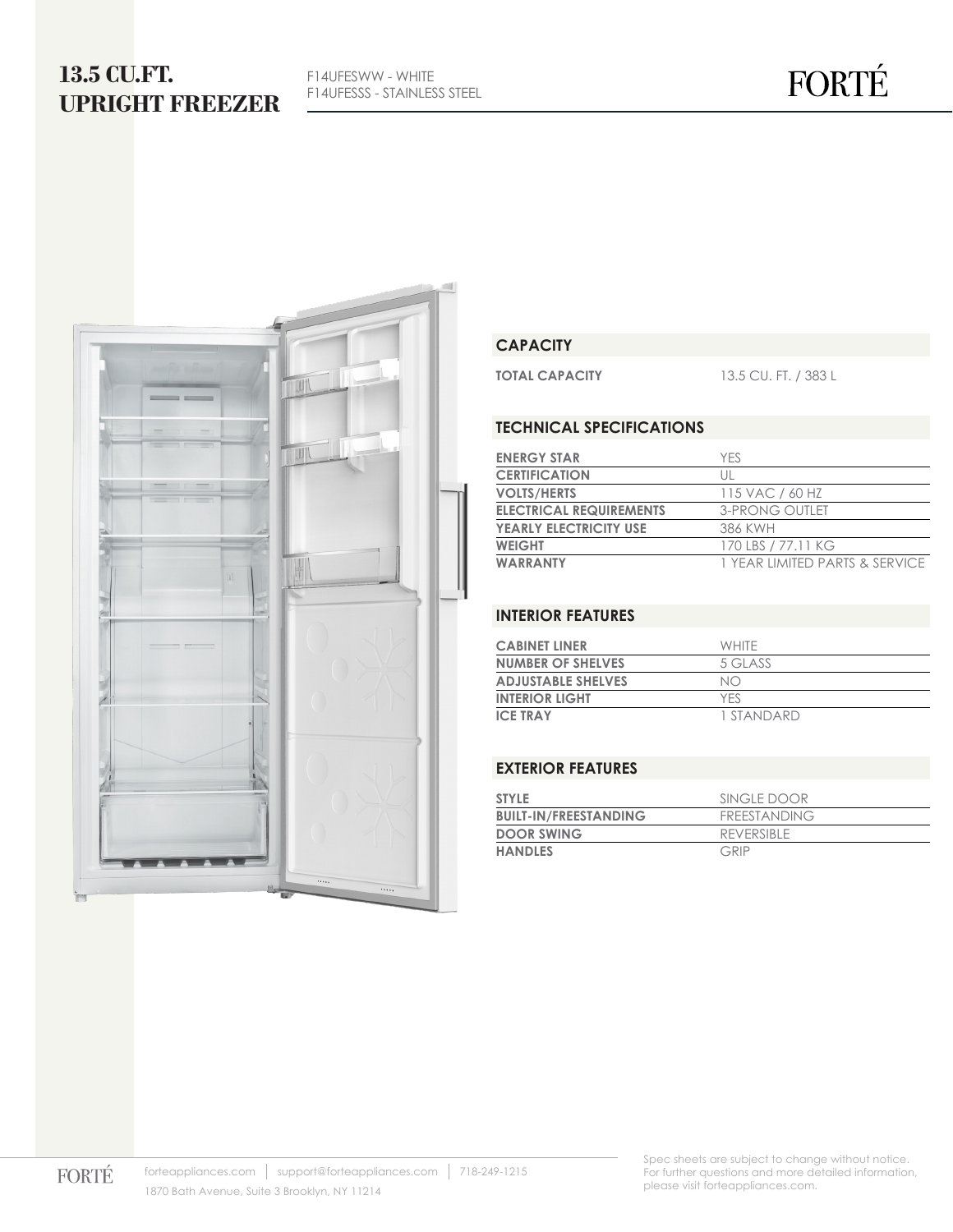# 13.5 CU.FT. UPRIGHT FREEZER

F14UFESWW - WHITE
F14UFESSS - STAINLESS STEEL

FORTÉ

## CAPACITY

| | |
|---|---|
| **TOTAL CAPACITY** | 13.5 CU. FT. / 383 L |

## TECHNICAL SPECIFICATIONS

| | |
|---|---|
| **ENERGY STAR** | YES |
| **CERTIFICATION** | UL |
| **VOLTS/HERTS** | 115 VAC / 60 HZ |
| **ELECTRICAL REQUIREMENTS** | 3-PRONG OUTLET |
| **YEARLY ELECTRICITY USE** | 386 KWH |
| **WEIGHT** | 170 LBS / 77.11 KG |
| **WARRANTY** | 1 YEAR LIMITED PARTS & SERVICE |

## INTERIOR FEATURES

| | |
|---|---|
| **CABINET LINER** | WHITE |
| **NUMBER OF SHELVES** | 5 GLASS |
| **ADJUSTABLE SHELVES** | NO |
| **INTERIOR LIGHT** | YES |
| **ICE TRAY** | 1 STANDARD |

## EXTERIOR FEATURES

| | |
|---|---|
| **STYLE** | SINGLE DOOR |
| **BUILT-IN/FREESTANDING** | FREESTANDING |
| **DOOR SWING** | REVERSIBLE |
| **HANDLES** | GRIP |

FORTÉ

forteappliances.com | support@forteappliances.com | 718-249-1215
1870 Bath Avenue, Suite 3 Brooklyn, NY 11214

Spec sheets are subject to change without notice. For further questions and more detailed information, please visit forteappliances.com.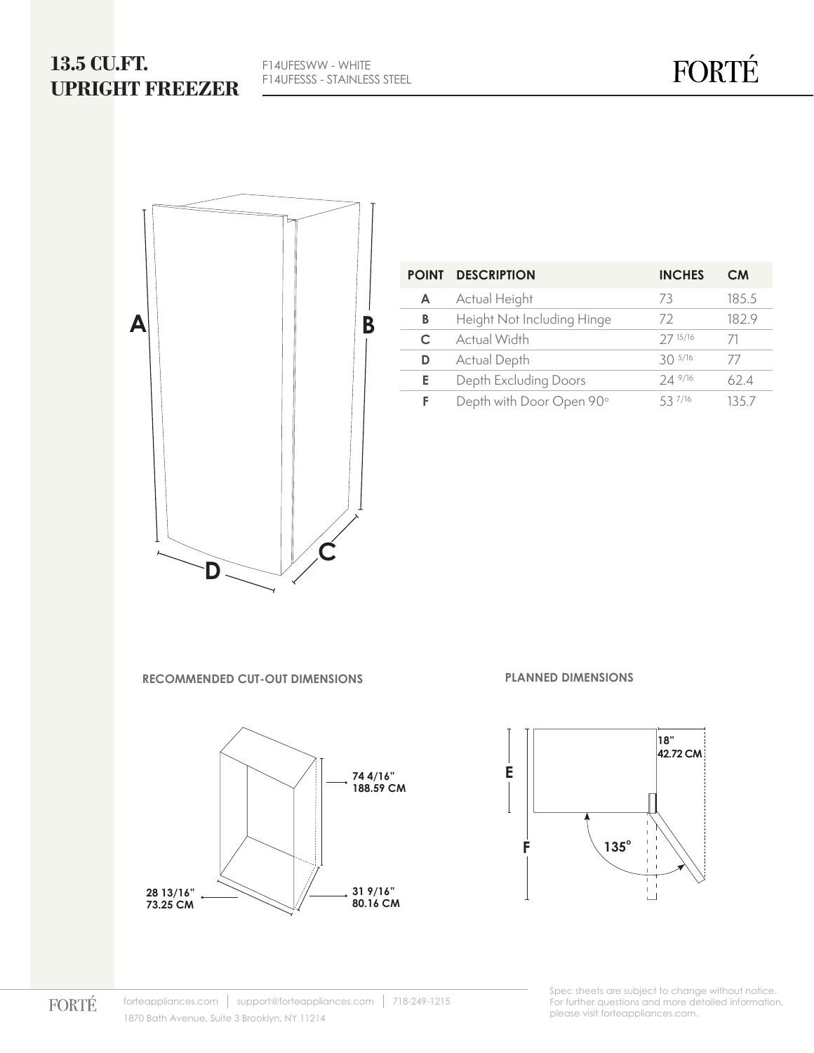# 13.5 CU.FT. UPRIGHT FREEZER

F14UFESWW - WHITE
F14UFESSS - STAINLESS STEEL

FORTÉ

A

B

C

D

| POINT | DESCRIPTION | INCHES | CM |
|---|---|---|---|
| A | Actual Height | 73 | 185.5 |
| B | Height Not Including Hinge | 72 | 182.9 |
| C | Actual Width | 27 15/16 | 71 |
| D | Actual Depth | 30 5/16 | 77 |
| E | Depth Excluding Doors | 24 9/16 | 62.4 |
| F | Depth with Door Open 90° | 53 7/16 | 135.7 |

**RECOMMENDED CUT-OUT DIMENSIONS**

74 4/16"
188.59 CM

28 13/16"
73.25 CM

31 9/16"
80.16 CM

**PLANNED DIMENSIONS**

E

F

18"
42.72 CM

135°

forteappliances.com | support@forteappliances.com | 718-249-1215
1870 Bath Avenue, Suite 3 Brooklyn, NY 11214

Spec sheets are subject to change without notice. For further questions and more detailed information, please visit forteappliances.com.